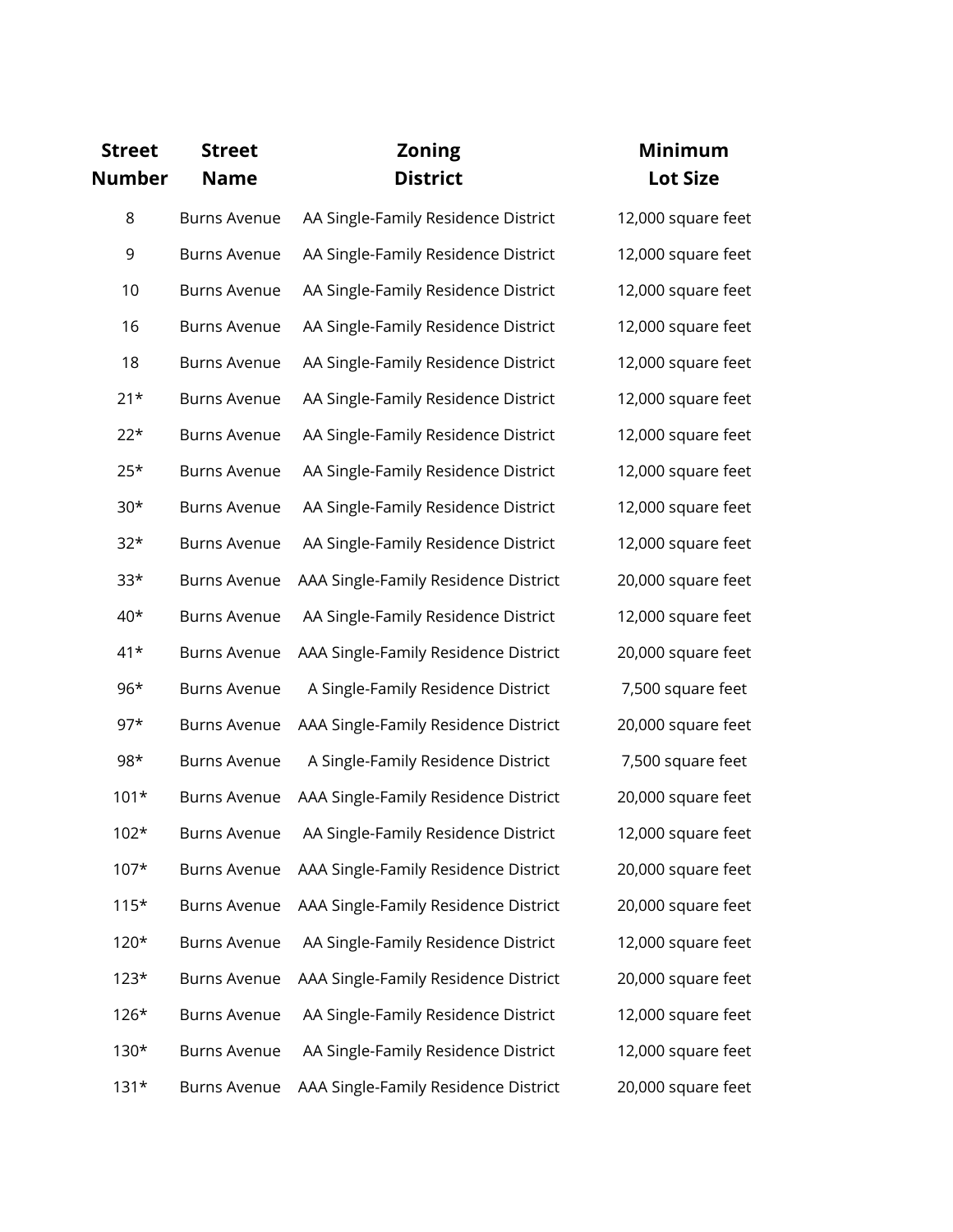| Street Number | Street Name | Zoning District | Minimum Lot Size |
|---|---|---|---|
| 8 | Burns Avenue | AA Single-Family Residence District | 12,000 square feet |
| 9 | Burns Avenue | AA Single-Family Residence District | 12,000 square feet |
| 10 | Burns Avenue | AA Single-Family Residence District | 12,000 square feet |
| 16 | Burns Avenue | AA Single-Family Residence District | 12,000 square feet |
| 18 | Burns Avenue | AA Single-Family Residence District | 12,000 square feet |
| 21* | Burns Avenue | AA Single-Family Residence District | 12,000 square feet |
| 22* | Burns Avenue | AA Single-Family Residence District | 12,000 square feet |
| 25* | Burns Avenue | AA Single-Family Residence District | 12,000 square feet |
| 30* | Burns Avenue | AA Single-Family Residence District | 12,000 square feet |
| 32* | Burns Avenue | AA Single-Family Residence District | 12,000 square feet |
| 33* | Burns Avenue | AAA Single-Family Residence District | 20,000 square feet |
| 40* | Burns Avenue | AA Single-Family Residence District | 12,000 square feet |
| 41* | Burns Avenue | AAA Single-Family Residence District | 20,000 square feet |
| 96* | Burns Avenue | A Single-Family Residence District | 7,500 square feet |
| 97* | Burns Avenue | AAA Single-Family Residence District | 20,000 square feet |
| 98* | Burns Avenue | A Single-Family Residence District | 7,500 square feet |
| 101* | Burns Avenue | AAA Single-Family Residence District | 20,000 square feet |
| 102* | Burns Avenue | AA Single-Family Residence District | 12,000 square feet |
| 107* | Burns Avenue | AAA Single-Family Residence District | 20,000 square feet |
| 115* | Burns Avenue | AAA Single-Family Residence District | 20,000 square feet |
| 120* | Burns Avenue | AA Single-Family Residence District | 12,000 square feet |
| 123* | Burns Avenue | AAA Single-Family Residence District | 20,000 square feet |
| 126* | Burns Avenue | AA Single-Family Residence District | 12,000 square feet |
| 130* | Burns Avenue | AA Single-Family Residence District | 12,000 square feet |
| 131* | Burns Avenue | AAA Single-Family Residence District | 20,000 square feet |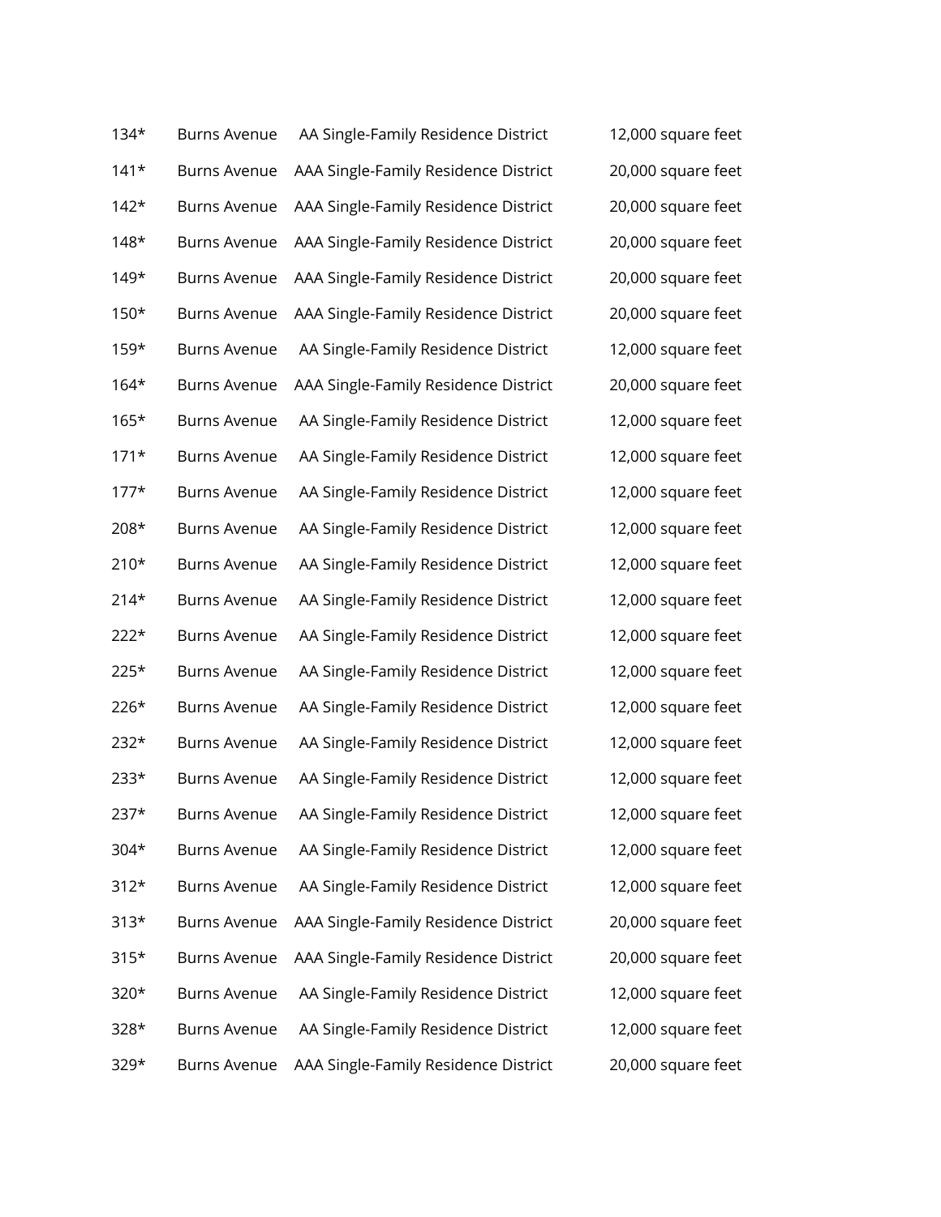| | | | |
|---|---|---|---|
| 134* | Burns Avenue | AA Single-Family Residence District | 12,000 square feet |
| 141* | Burns Avenue | AAA Single-Family Residence District | 20,000 square feet |
| 142* | Burns Avenue | AAA Single-Family Residence District | 20,000 square feet |
| 148* | Burns Avenue | AAA Single-Family Residence District | 20,000 square feet |
| 149* | Burns Avenue | AAA Single-Family Residence District | 20,000 square feet |
| 150* | Burns Avenue | AAA Single-Family Residence District | 20,000 square feet |
| 159* | Burns Avenue | AA Single-Family Residence District | 12,000 square feet |
| 164* | Burns Avenue | AAA Single-Family Residence District | 20,000 square feet |
| 165* | Burns Avenue | AA Single-Family Residence District | 12,000 square feet |
| 171* | Burns Avenue | AA Single-Family Residence District | 12,000 square feet |
| 177* | Burns Avenue | AA Single-Family Residence District | 12,000 square feet |
| 208* | Burns Avenue | AA Single-Family Residence District | 12,000 square feet |
| 210* | Burns Avenue | AA Single-Family Residence District | 12,000 square feet |
| 214* | Burns Avenue | AA Single-Family Residence District | 12,000 square feet |
| 222* | Burns Avenue | AA Single-Family Residence District | 12,000 square feet |
| 225* | Burns Avenue | AA Single-Family Residence District | 12,000 square feet |
| 226* | Burns Avenue | AA Single-Family Residence District | 12,000 square feet |
| 232* | Burns Avenue | AA Single-Family Residence District | 12,000 square feet |
| 233* | Burns Avenue | AA Single-Family Residence District | 12,000 square feet |
| 237* | Burns Avenue | AA Single-Family Residence District | 12,000 square feet |
| 304* | Burns Avenue | AA Single-Family Residence District | 12,000 square feet |
| 312* | Burns Avenue | AA Single-Family Residence District | 12,000 square feet |
| 313* | Burns Avenue | AAA Single-Family Residence District | 20,000 square feet |
| 315* | Burns Avenue | AAA Single-Family Residence District | 20,000 square feet |
| 320* | Burns Avenue | AA Single-Family Residence District | 12,000 square feet |
| 328* | Burns Avenue | AA Single-Family Residence District | 12,000 square feet |
| 329* | Burns Avenue | AAA Single-Family Residence District | 20,000 square feet |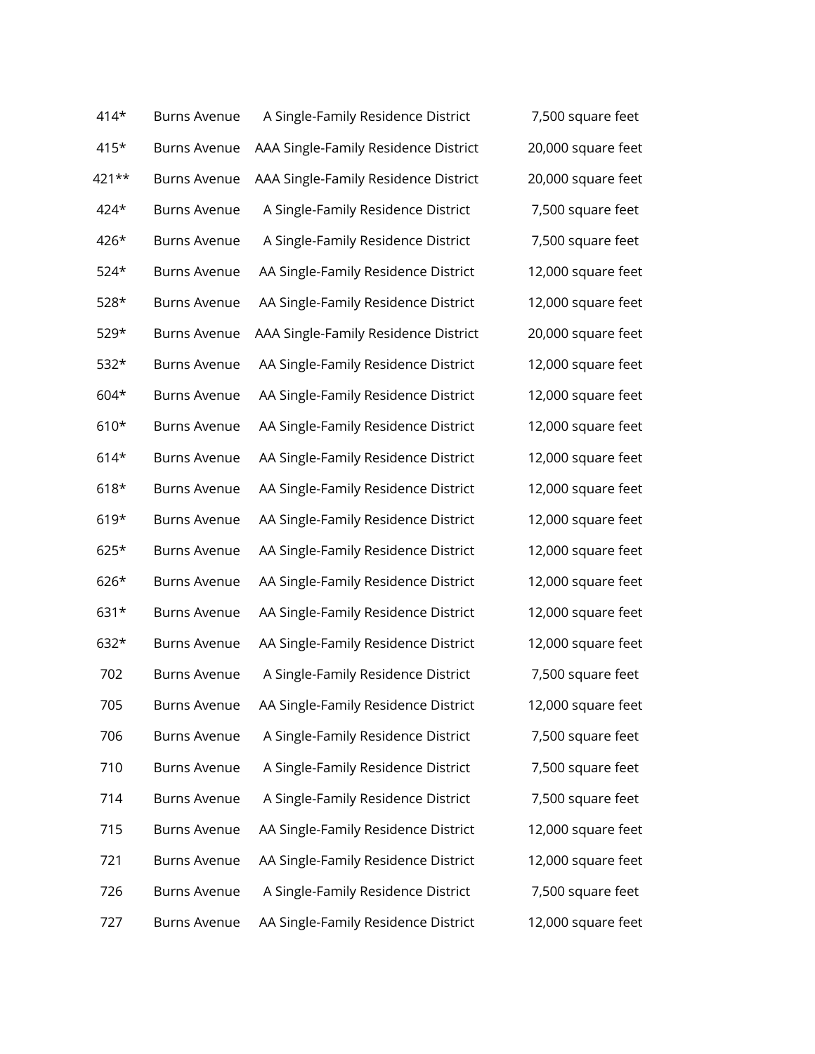| | | | |
|---|---|---|---|
| 414* | Burns Avenue | A Single-Family Residence District | 7,500 square feet |
| 415* | Burns Avenue | AAA Single-Family Residence District | 20,000 square feet |
| 421** | Burns Avenue | AAA Single-Family Residence District | 20,000 square feet |
| 424* | Burns Avenue | A Single-Family Residence District | 7,500 square feet |
| 426* | Burns Avenue | A Single-Family Residence District | 7,500 square feet |
| 524* | Burns Avenue | AA Single-Family Residence District | 12,000 square feet |
| 528* | Burns Avenue | AA Single-Family Residence District | 12,000 square feet |
| 529* | Burns Avenue | AAA Single-Family Residence District | 20,000 square feet |
| 532* | Burns Avenue | AA Single-Family Residence District | 12,000 square feet |
| 604* | Burns Avenue | AA Single-Family Residence District | 12,000 square feet |
| 610* | Burns Avenue | AA Single-Family Residence District | 12,000 square feet |
| 614* | Burns Avenue | AA Single-Family Residence District | 12,000 square feet |
| 618* | Burns Avenue | AA Single-Family Residence District | 12,000 square feet |
| 619* | Burns Avenue | AA Single-Family Residence District | 12,000 square feet |
| 625* | Burns Avenue | AA Single-Family Residence District | 12,000 square feet |
| 626* | Burns Avenue | AA Single-Family Residence District | 12,000 square feet |
| 631* | Burns Avenue | AA Single-Family Residence District | 12,000 square feet |
| 632* | Burns Avenue | AA Single-Family Residence District | 12,000 square feet |
| 702 | Burns Avenue | A Single-Family Residence District | 7,500 square feet |
| 705 | Burns Avenue | AA Single-Family Residence District | 12,000 square feet |
| 706 | Burns Avenue | A Single-Family Residence District | 7,500 square feet |
| 710 | Burns Avenue | A Single-Family Residence District | 7,500 square feet |
| 714 | Burns Avenue | A Single-Family Residence District | 7,500 square feet |
| 715 | Burns Avenue | AA Single-Family Residence District | 12,000 square feet |
| 721 | Burns Avenue | AA Single-Family Residence District | 12,000 square feet |
| 726 | Burns Avenue | A Single-Family Residence District | 7,500 square feet |
| 727 | Burns Avenue | AA Single-Family Residence District | 12,000 square feet |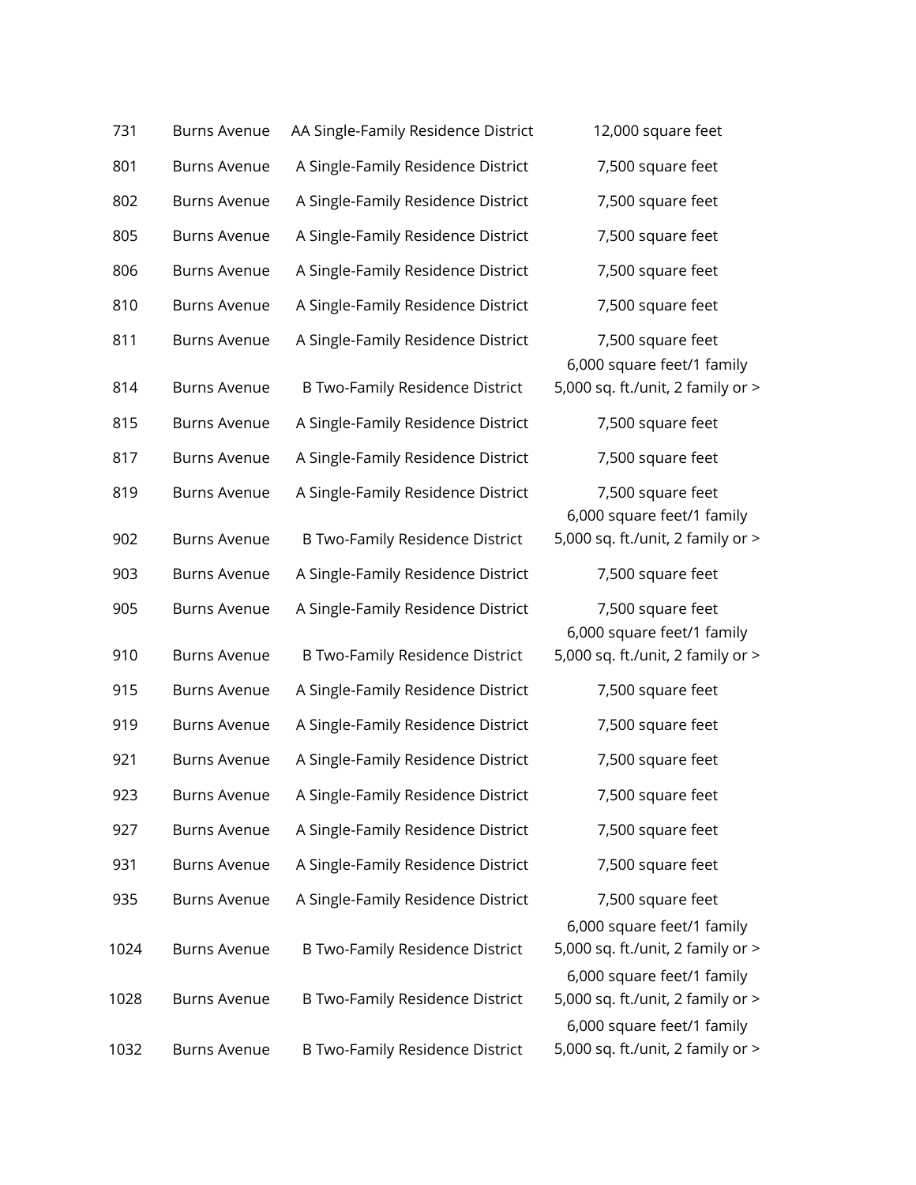| | | | |
|---|---|---|---|
| 731 | Burns Avenue | AA Single-Family Residence District | 12,000 square feet |
| 801 | Burns Avenue | A Single-Family Residence District | 7,500 square feet |
| 802 | Burns Avenue | A Single-Family Residence District | 7,500 square feet |
| 805 | Burns Avenue | A Single-Family Residence District | 7,500 square feet |
| 806 | Burns Avenue | A Single-Family Residence District | 7,500 square feet |
| 810 | Burns Avenue | A Single-Family Residence District | 7,500 square feet |
| 811 | Burns Avenue | A Single-Family Residence District | 7,500 square feet |
| 814 | Burns Avenue | B Two-Family Residence District | 6,000 square feet/1 family 5,000 sq. ft./unit, 2 family or > |
| 815 | Burns Avenue | A Single-Family Residence District | 7,500 square feet |
| 817 | Burns Avenue | A Single-Family Residence District | 7,500 square feet |
| 819 | Burns Avenue | A Single-Family Residence District | 7,500 square feet |
| 902 | Burns Avenue | B Two-Family Residence District | 6,000 square feet/1 family 5,000 sq. ft./unit, 2 family or > |
| 903 | Burns Avenue | A Single-Family Residence District | 7,500 square feet |
| 905 | Burns Avenue | A Single-Family Residence District | 7,500 square feet |
| 910 | Burns Avenue | B Two-Family Residence District | 6,000 square feet/1 family 5,000 sq. ft./unit, 2 family or > |
| 915 | Burns Avenue | A Single-Family Residence District | 7,500 square feet |
| 919 | Burns Avenue | A Single-Family Residence District | 7,500 square feet |
| 921 | Burns Avenue | A Single-Family Residence District | 7,500 square feet |
| 923 | Burns Avenue | A Single-Family Residence District | 7,500 square feet |
| 927 | Burns Avenue | A Single-Family Residence District | 7,500 square feet |
| 931 | Burns Avenue | A Single-Family Residence District | 7,500 square feet |
| 935 | Burns Avenue | A Single-Family Residence District | 7,500 square feet |
| 1024 | Burns Avenue | B Two-Family Residence District | 6,000 square feet/1 family 5,000 sq. ft./unit, 2 family or > |
| 1028 | Burns Avenue | B Two-Family Residence District | 6,000 square feet/1 family 5,000 sq. ft./unit, 2 family or > |
| 1032 | Burns Avenue | B Two-Family Residence District | 6,000 square feet/1 family 5,000 sq. ft./unit, 2 family or > |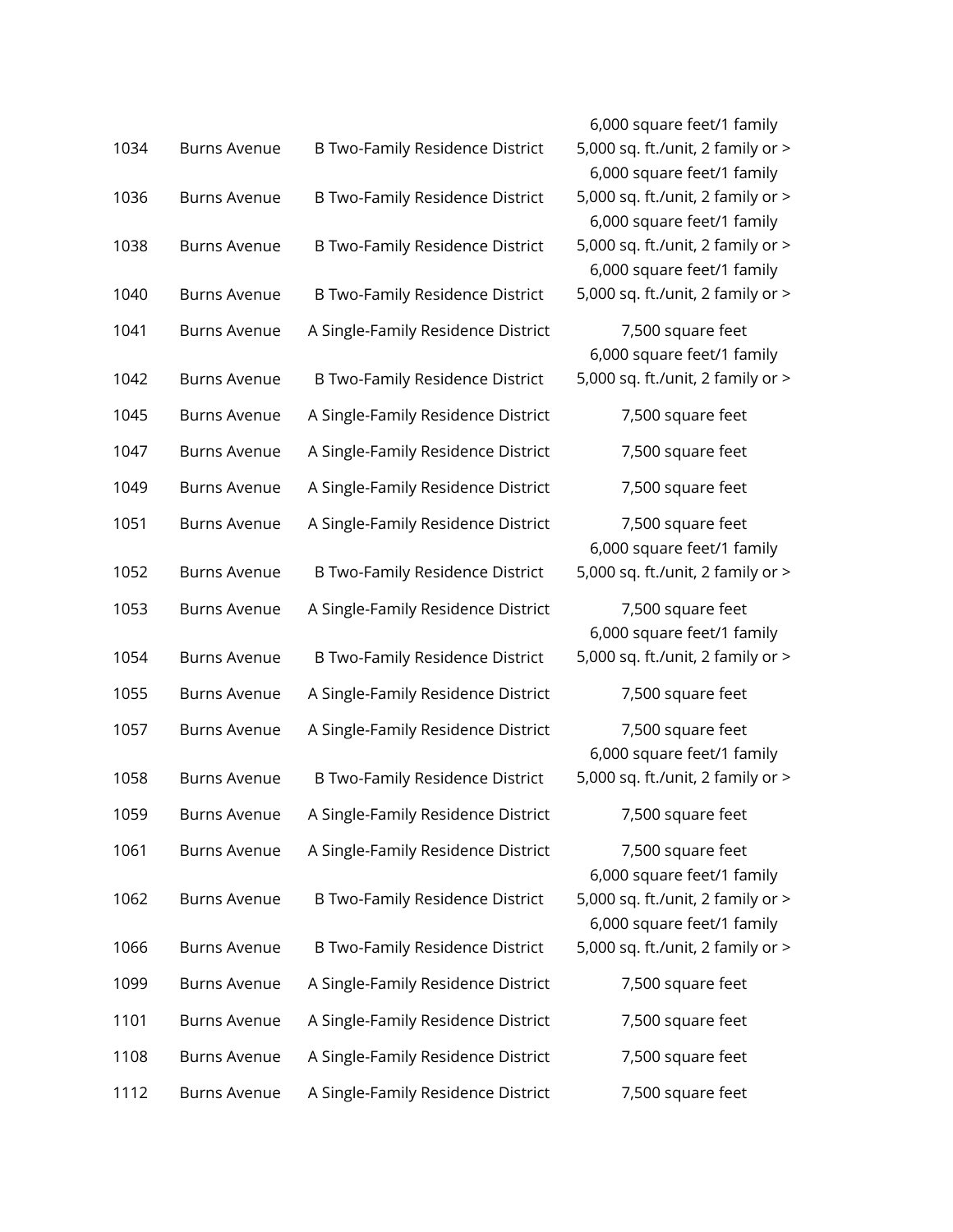| 1034 | Burns Avenue | B Two-Family Residence District | 5,000 sq. ft./unit, 2 family or > 6,000 square feet/1 family |
|---|---|---|---|
| 1036 | Burns Avenue | B Two-Family Residence District | 5,000 sq. ft./unit, 2 family or > 6,000 square feet/1 family |
| 1038 | Burns Avenue | B Two-Family Residence District | 5,000 sq. ft./unit, 2 family or > 6,000 square feet/1 family |
| 1040 | Burns Avenue | B Two-Family Residence District | 5,000 sq. ft./unit, 2 family or > 6,000 square feet/1 family |
| 1041 | Burns Avenue | A Single-Family Residence District | 7,500 square feet |
| 1042 | Burns Avenue | B Two-Family Residence District | 5,000 sq. ft./unit, 2 family or > 6,000 square feet/1 family |
| 1045 | Burns Avenue | A Single-Family Residence District | 7,500 square feet |
| 1047 | Burns Avenue | A Single-Family Residence District | 7,500 square feet |
| 1049 | Burns Avenue | A Single-Family Residence District | 7,500 square feet |
| 1051 | Burns Avenue | A Single-Family Residence District | 7,500 square feet |
| 1052 | Burns Avenue | B Two-Family Residence District | 5,000 sq. ft./unit, 2 family or > 6,000 square feet/1 family |
| 1053 | Burns Avenue | A Single-Family Residence District | 7,500 square feet |
| 1054 | Burns Avenue | B Two-Family Residence District | 5,000 sq. ft./unit, 2 family or > 6,000 square feet/1 family |
| 1055 | Burns Avenue | A Single-Family Residence District | 7,500 square feet |
| 1057 | Burns Avenue | A Single-Family Residence District | 7,500 square feet |
| 1058 | Burns Avenue | B Two-Family Residence District | 5,000 sq. ft./unit, 2 family or > 6,000 square feet/1 family |
| 1059 | Burns Avenue | A Single-Family Residence District | 7,500 square feet |
| 1061 | Burns Avenue | A Single-Family Residence District | 7,500 square feet |
| 1062 | Burns Avenue | B Two-Family Residence District | 5,000 sq. ft./unit, 2 family or > 6,000 square feet/1 family |
| 1066 | Burns Avenue | B Two-Family Residence District | 5,000 sq. ft./unit, 2 family or > 6,000 square feet/1 family |
| 1099 | Burns Avenue | A Single-Family Residence District | 7,500 square feet |
| 1101 | Burns Avenue | A Single-Family Residence District | 7,500 square feet |
| 1108 | Burns Avenue | A Single-Family Residence District | 7,500 square feet |
| 1112 | Burns Avenue | A Single-Family Residence District | 7,500 square feet |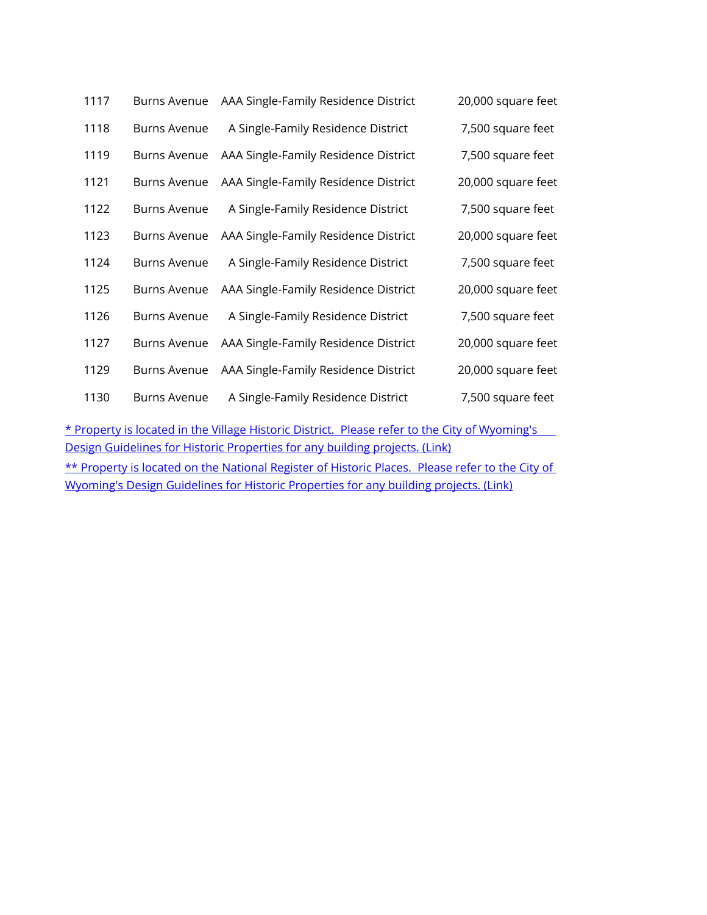| | | | |
|---|---|---|---|
| 1117 | Burns Avenue | AAA Single-Family Residence District | 20,000 square feet |
| 1118 | Burns Avenue | A Single-Family Residence District | 7,500 square feet |
| 1119 | Burns Avenue | AAA Single-Family Residence District | 7,500 square feet |
| 1121 | Burns Avenue | AAA Single-Family Residence District | 20,000 square feet |
| 1122 | Burns Avenue | A Single-Family Residence District | 7,500 square feet |
| 1123 | Burns Avenue | AAA Single-Family Residence District | 20,000 square feet |
| 1124 | Burns Avenue | A Single-Family Residence District | 7,500 square feet |
| 1125 | Burns Avenue | AAA Single-Family Residence District | 20,000 square feet |
| 1126 | Burns Avenue | A Single-Family Residence District | 7,500 square feet |
| 1127 | Burns Avenue | AAA Single-Family Residence District | 20,000 square feet |
| 1129 | Burns Avenue | AAA Single-Family Residence District | 20,000 square feet |
| 1130 | Burns Avenue | A Single-Family Residence District | 7,500 square feet |

* Property is located in the Village Historic District. Please refer to the City of Wyoming's Design Guidelines for Historic Properties for any building projects. (Link)

** Property is located on the National Register of Historic Places. Please refer to the City of Wyoming's Design Guidelines for Historic Properties for any building projects. (Link)